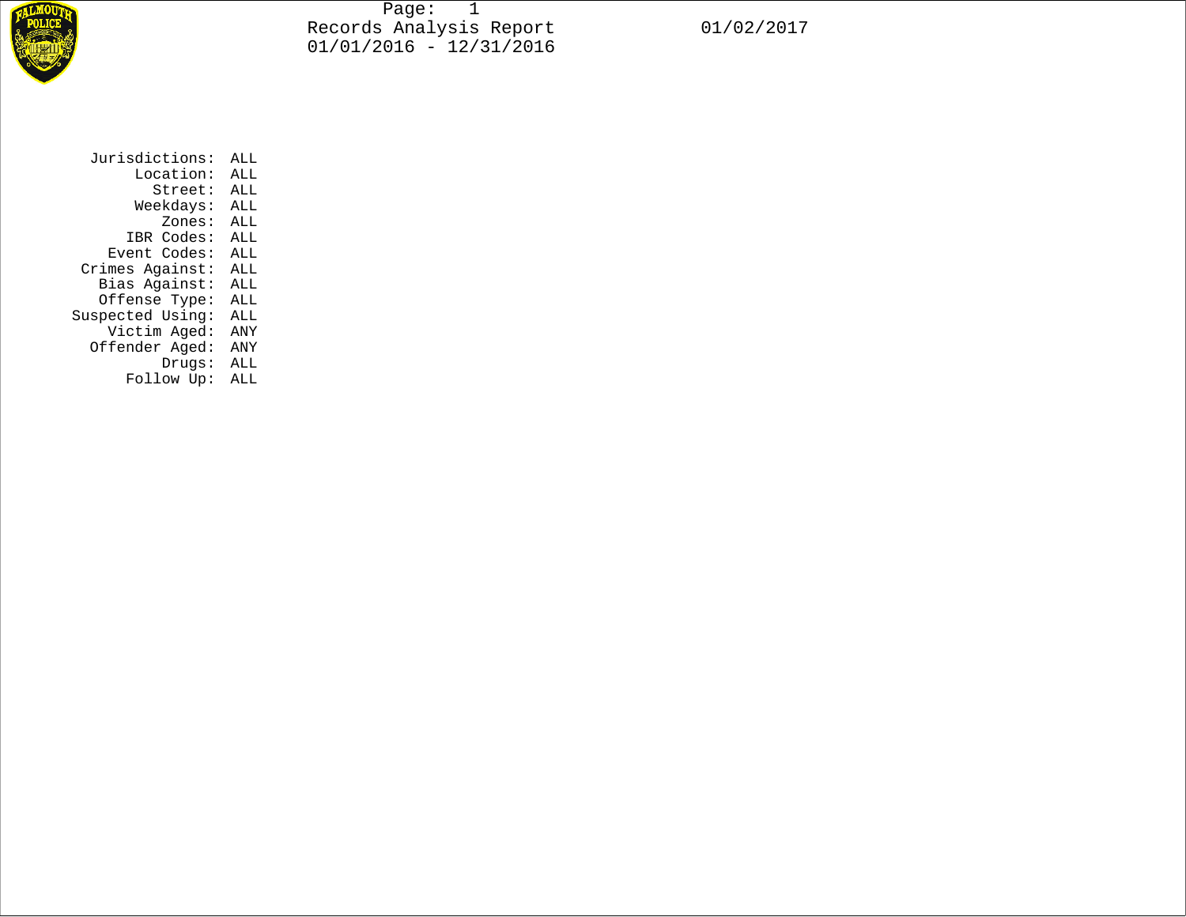# Records Analysis Report

01/01/2016 - 12/31/2016

01/02/2017

| | |
|---|---|
| Jurisdictions: | ALL |
| Location: | ALL |
| Street: | ALL |
| Weekdays: | ALL |
| Zones: | ALL |
| IBR Codes: | ALL |
| Event Codes: | ALL |
| Crimes Against: | ALL |
| Bias Against: | ALL |
| Offense Type: | ALL |
| Suspected Using: | ALL |
| Victim Aged: | ANY |
| Offender Aged: | ANY |
| Drugs: | ALL |
| Follow Up: | ALL |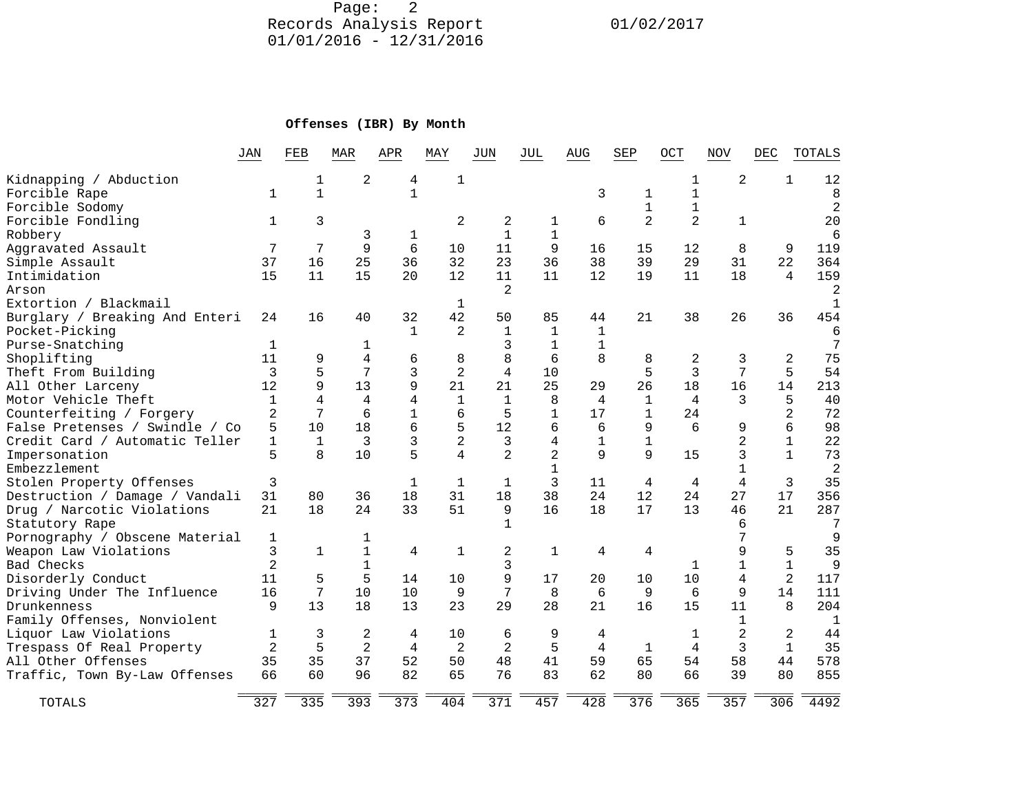Records Analysis Report 01/02/2017

01/01/2016 - 12/31/2016

**Offenses (IBR) By Month**

| | JAN | FEB | MAR | APR | MAY | JUN | JUL | AUG | SEP | OCT | NOV | DEC | TOTALS |
|---|---|---|---|---|---|---|---|---|---|---|---|---|---|
| Kidnapping / Abduction | | 1 | 2 | 4 | 1 | | | | | 1 | 2 | 1 | 12 |
| Forcible Rape | 1 | 1 | | 1 | | | | 3 | 1 | 1 | | | 8 |
| Forcible Sodomy | | | | | | | | | 1 | 1 | | | 2 |
| Forcible Fondling | 1 | 3 | | | 2 | 2 | 1 | 6 | 2 | 2 | 1 | | 20 |
| Robbery | | | 3 | 1 | | 1 | 1 | | | | | | 6 |
| Aggravated Assault | 7 | 7 | 9 | 6 | 10 | 11 | 9 | 16 | 15 | 12 | 8 | 9 | 119 |
| Simple Assault | 37 | 16 | 25 | 36 | 32 | 23 | 36 | 38 | 39 | 29 | 31 | 22 | 364 |
| Intimidation | 15 | 11 | 15 | 20 | 12 | 11 | 11 | 12 | 19 | 11 | 18 | 4 | 159 |
| Arson | | | | | | 2 | | | | | | | 2 |
| Extortion / Blackmail | | | | | 1 | | | | | | | | 1 |
| Burglary / Breaking And Enteri | 24 | 16 | 40 | 32 | 42 | 50 | 85 | 44 | 21 | 38 | 26 | 36 | 454 |
| Pocket-Picking | | | | 1 | 2 | 1 | 1 | 1 | | | | | 6 |
| Purse-Snatching | 1 | | 1 | | | 3 | 1 | 1 | | | | | 7 |
| Shoplifting | 11 | 9 | 4 | 6 | 8 | 8 | 6 | 8 | 8 | 2 | 3 | 2 | 75 |
| Theft From Building | 3 | 5 | 7 | 3 | 2 | 4 | 10 | | 5 | 3 | 7 | 5 | 54 |
| All Other Larceny | 12 | 9 | 13 | 9 | 21 | 21 | 25 | 29 | 26 | 18 | 16 | 14 | 213 |
| Motor Vehicle Theft | 1 | 4 | 4 | 4 | 1 | 1 | 8 | 4 | 1 | 4 | 3 | 5 | 40 |
| Counterfeiting / Forgery | 2 | 7 | 6 | 1 | 6 | 5 | 1 | 17 | 1 | 24 | | 2 | 72 |
| False Pretenses / Swindle / Co | 5 | 10 | 18 | 6 | 5 | 12 | 6 | 6 | 9 | 6 | 9 | 6 | 98 |
| Credit Card / Automatic Teller | 1 | 1 | 3 | 3 | 2 | 3 | 4 | 1 | 1 | | 2 | 1 | 22 |
| Impersonation | 5 | 8 | 10 | 5 | 4 | 2 | 2 | 9 | 9 | 15 | 3 | 1 | 73 |
| Embezzlement | | | | | | | 1 | | | | 1 | | 2 |
| Stolen Property Offenses | 3 | | | 1 | 1 | 1 | 3 | 11 | 4 | 4 | 4 | 3 | 35 |
| Destruction / Damage / Vandali | 31 | 80 | 36 | 18 | 31 | 18 | 38 | 24 | 12 | 24 | 27 | 17 | 356 |
| Drug / Narcotic Violations | 21 | 18 | 24 | 33 | 51 | 9 | 16 | 18 | 17 | 13 | 46 | 21 | 287 |
| Statutory Rape | | | | | | 1 | | | | | 6 | | 7 |
| Pornography / Obscene Material | 1 | | 1 | | | | | | | | 7 | | 9 |
| Weapon Law Violations | 3 | 1 | 1 | 4 | 1 | 2 | 1 | 4 | 4 | | 9 | 5 | 35 |
| Bad Checks | 2 | | 1 | | | 3 | | | | 1 | 1 | 1 | 9 |
| Disorderly Conduct | 11 | 5 | 5 | 14 | 10 | 9 | 17 | 20 | 10 | 10 | 4 | 2 | 117 |
| Driving Under The Influence | 16 | 7 | 10 | 10 | 9 | 7 | 8 | 6 | 9 | 6 | 9 | 14 | 111 |
| Drunkenness | 9 | 13 | 18 | 13 | 23 | 29 | 28 | 21 | 16 | 15 | 11 | 8 | 204 |
| Family Offenses, Nonviolent | | | | | | | | | | | 1 | | 1 |
| Liquor Law Violations | 1 | 3 | 2 | 4 | 10 | 6 | 9 | 4 | | 1 | 2 | 2 | 44 |
| Trespass Of Real Property | 2 | 5 | 2 | 4 | 2 | 2 | 5 | 4 | 1 | 4 | 3 | 1 | 35 |
| All Other Offenses | 35 | 35 | 37 | 52 | 50 | 48 | 41 | 59 | 65 | 54 | 58 | 44 | 578 |
| Traffic, Town By-Law Offenses | 66 | 60 | 96 | 82 | 65 | 76 | 83 | 62 | 80 | 66 | 39 | 80 | 855 |
| TOTALS | 327 | 335 | 393 | 373 | 404 | 371 | 457 | 428 | 376 | 365 | 357 | 306 | 4492 |